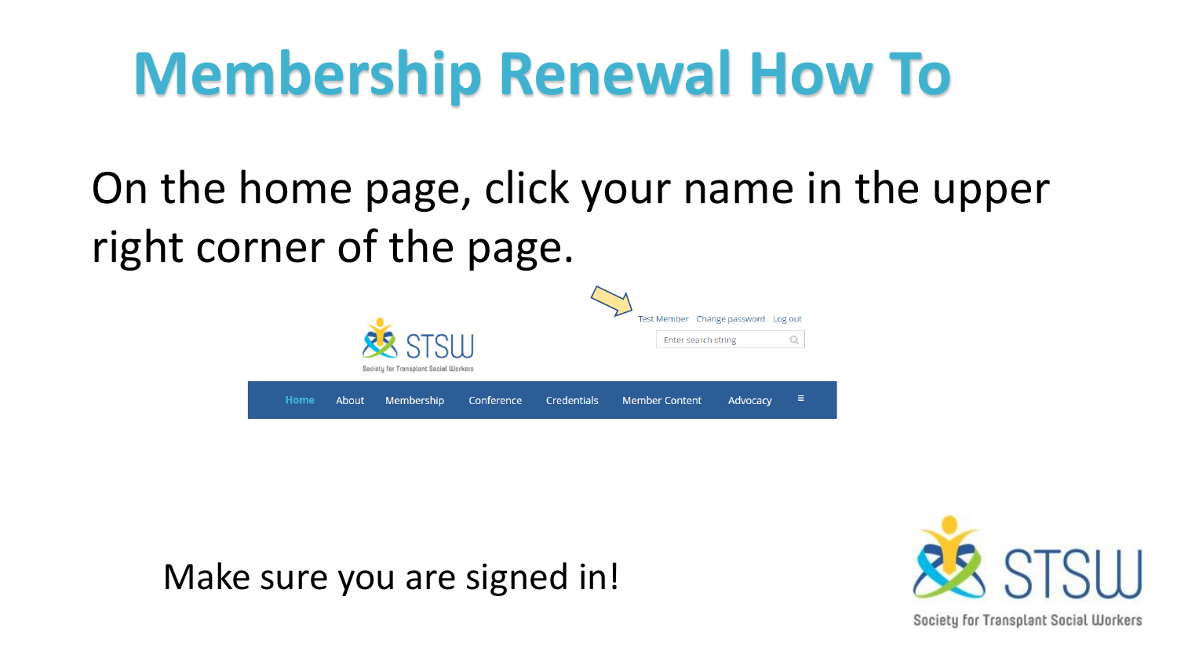# Membership Renewal How To

On the home page, click your name in the upper right corner of the page.

Test Member Change password Log out

Enter search string

STSW

Society for Transplant Social Workers

Home About Membership Conference Credentials Member Content Advocacy

Make sure you are signed in!

STSW

Society for Transplant Social Workers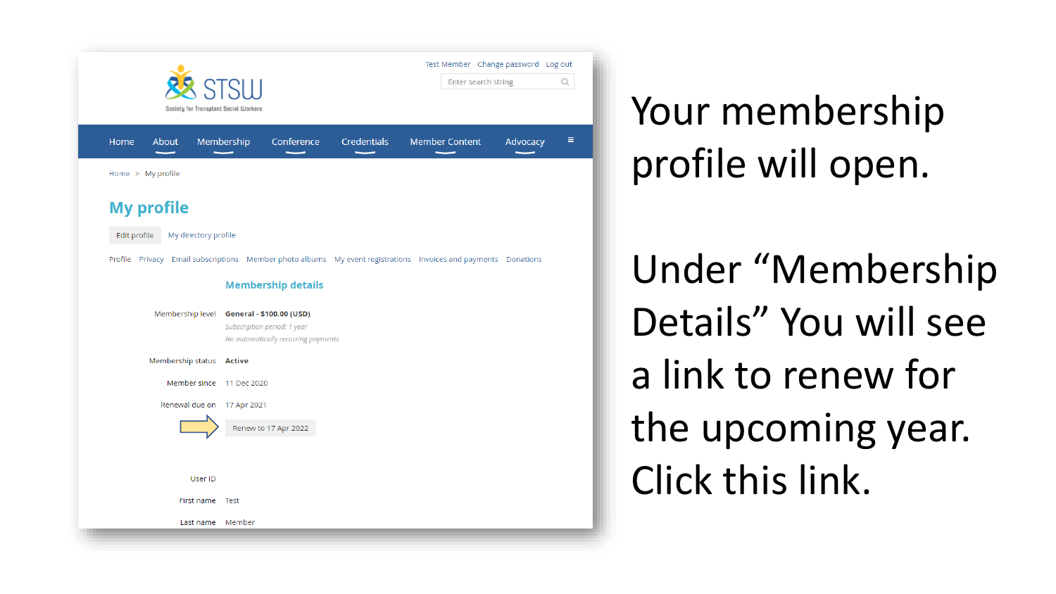Test Member Change password Log out

Enter search string

STSW
Society for Transplant Social Workers

Home About Membership Conference Credentials Member Content Advocacy

Home > My profile

## My profile

Edit profile My directory profile

Profile Privacy Email subscriptions Member photo albums My event registrations Invoices and payments Donations

**Membership details**

Membership level **General - $100.00 (USD)**
*Subscription period: 1 year*
*No automatically recurring payments*

Membership status **Active**

Member since 11 Dec 2020

Renewal due on 17 Apr 2021

Renew to 17 Apr 2022

User ID

First name Test

Last name Member

Your membership profile will open.

Under "Membership Details" You will see a link to renew for the upcoming year. Click this link.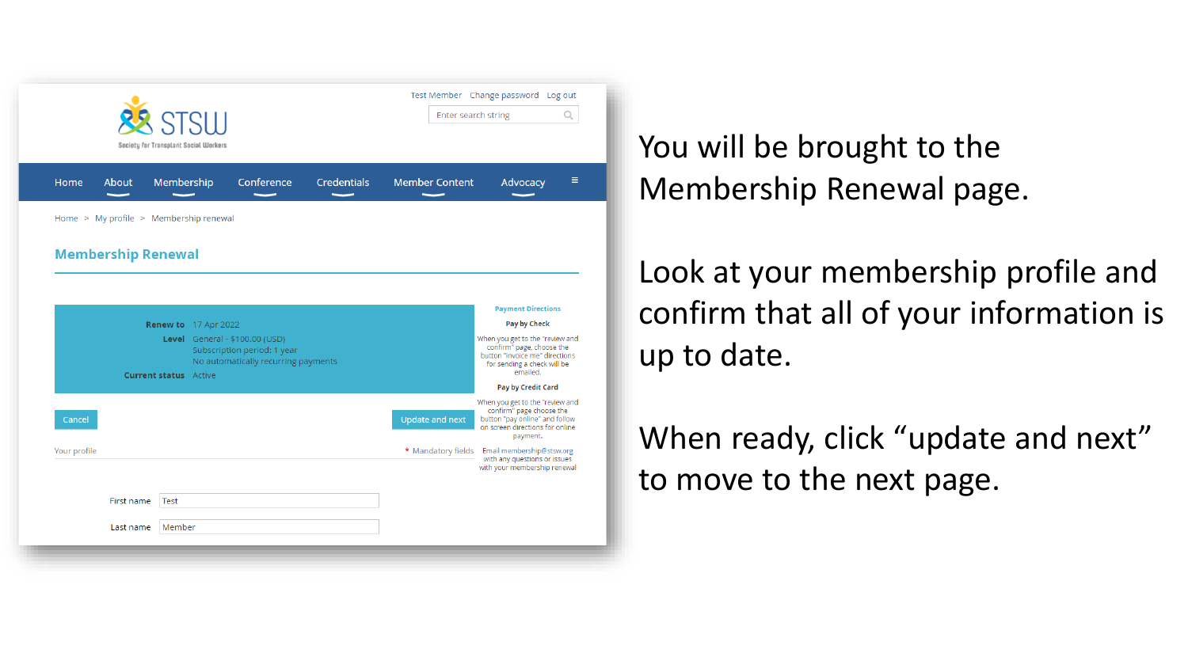Test Member Change password Log out

Enter search string

STSW
Society for Transplant Social Workers

Home About Membership Conference Credentials Member Content Advocacy

Home > My profile > Membership renewal

## Membership Renewal

**Renew to** 17 Apr 2022
**Level** General - $100.00 (USD)
Subscription period: 1 year
No automatically recurring payments
**Current status** Active

**Payment Directions**

**Pay by Check**

When you get to the "review and confirm" page, choose the button "invoice me" directions for sending a check will be emailed.

**Pay by Credit Card**

When you get to the "review and confirm" page choose the button "pay online" and follow on screen directions for online payment.

Email membership@stsw.org with any questions or issues with your membership renewal

Cancel

Update and next

Your profile

\* Mandatory fields

First name: Test

Last name: Member

You will be brought to the Membership Renewal page.

Look at your membership profile and confirm that all of your information is up to date.

When ready, click "update and next" to move to the next page.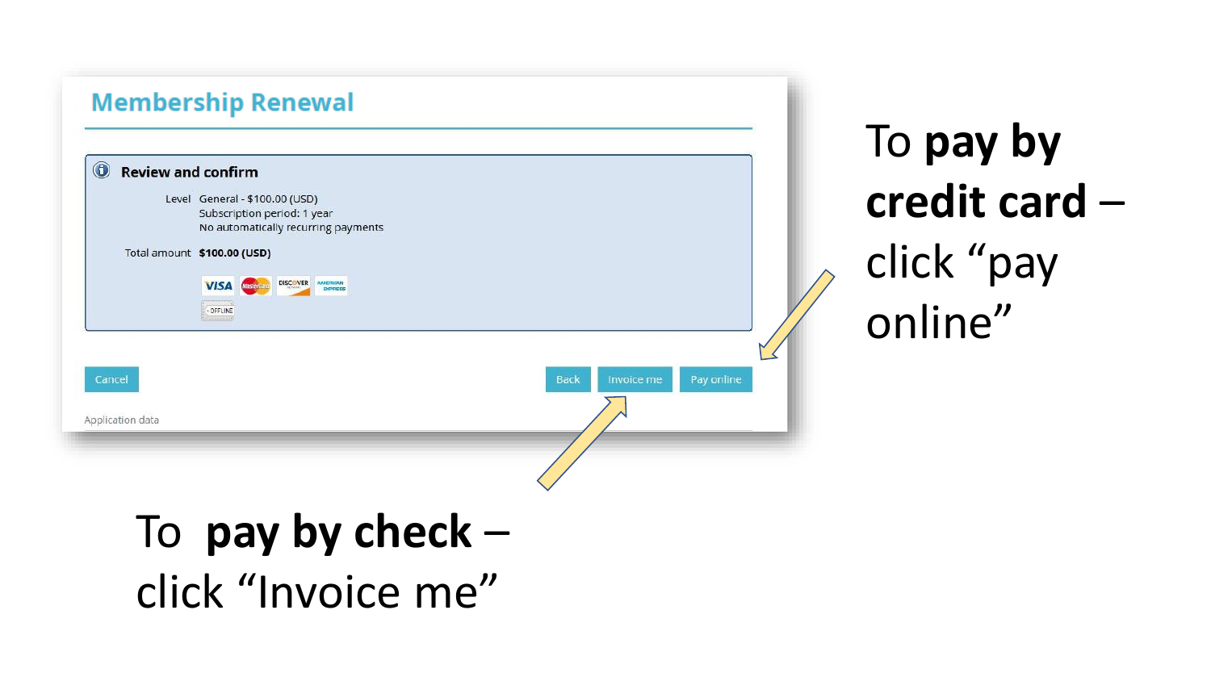## Membership Renewal

**Review and confirm**

Level General - $100.00 (USD)
Subscription period: 1 year
No automatically recurring payments

Total amount **$100.00 (USD)**

VISA MasterCard DISCOVER AMERICAN EXPRESS
OFFLINE

Cancel Back Invoice me Pay online

Application data

To **pay by credit card** – click "pay online"

To **pay by check** – click "Invoice me"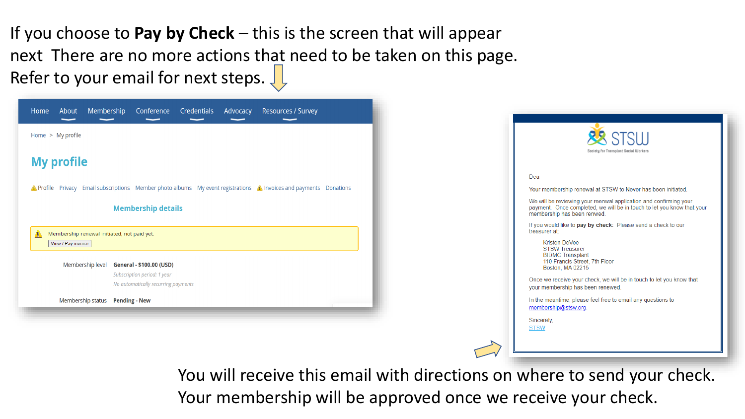If you choose to **Pay by Check** – this is the screen that will appear next There are no more actions that need to be taken on this page. Refer to your email for next steps.

Home | About | Membership | Conference | Credentials | Advocacy | Resources / Survey

Home > My profile

## My profile

Profile | Privacy | Email subscriptions | Member photo albums | My event registrations | Invoices and payments | Donations

### Membership details

Membership renewal initiated, not paid yet.

View / Pay invoice

Membership level **General - $100.00 (USD)**

*Subscription period: 1 year*

*No automatically recurring payments*

Membership status **Pending - New**

---

STSW

Society for Transplant Social Workers

Dea

Your membership renewal at STSW to Never has been initiated.

We will be reviewing your reenwal application and confirming your payment. Once completed, we will be in touch to let you know that your membership has been renwed.

If you would like to **pay by check**: Please send a check to our treasurer at:

Kristen DeVoe
STSW Treasurer
BIDMC Transplant
110 Francis Street, 7th Floor
Boston, MA 02215

Once we receive your check, we will be in touch to let you know that your membership has been renewed.

In the meantime, please feel free to email any questions to membership@stsw.org

Sincerely,
STSW

---

You will receive this email with directions on where to send your check. Your membership will be approved once we receive your check.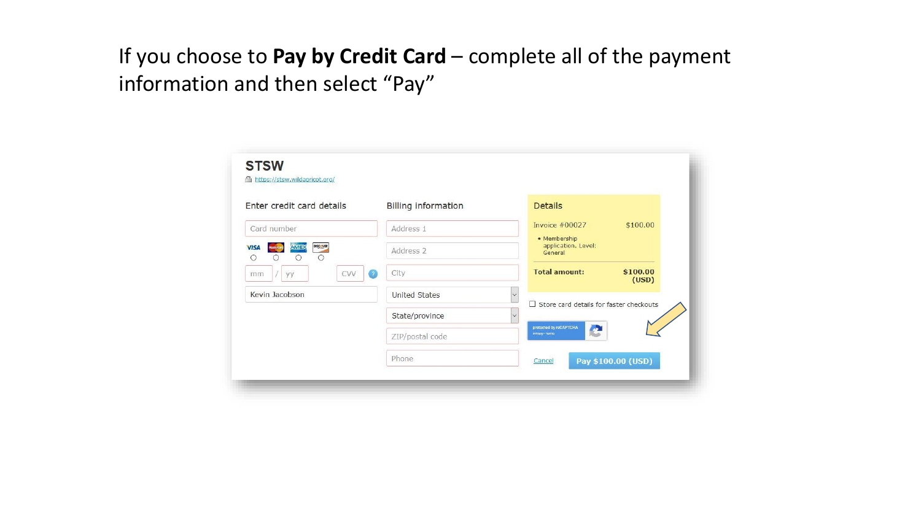If you choose to **Pay by Credit Card** – complete all of the payment information and then select "Pay"

**STSW**

https://stsw.wildapricot.org/

Enter credit card details

Card number

VISA MasterCard AMEX DISCOVER

mm / yy CVV

Kevin Jacobson

Billing information

Address 1

Address 2

City

United States

State/province

ZIP/postal code

Phone

Details

| | |
|---|---|
| Invoice #00027 | $100.00 |
| • Membership application. Level: General | |
| **Total amount:** | **$100.00 (USD)** |

☐ Store card details for faster checkouts

protected by reCAPTCHA

Cancel

Pay $100.00 (USD)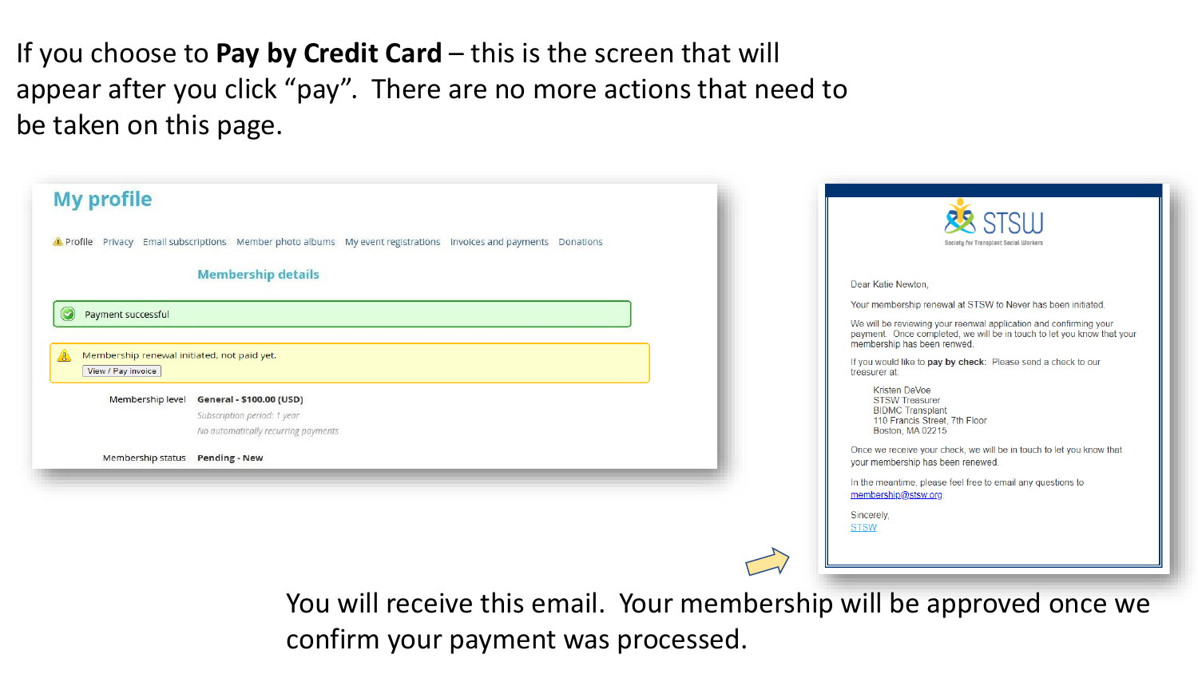If you choose to **Pay by Credit Card** – this is the screen that will appear after you click "pay". There are no more actions that need to be taken on this page.

**My profile**

Profile | Privacy | Email subscriptions | Member photo albums | My event registrations | Invoices and payments | Donations

**Membership details**

Payment successful

Membership renewal initiated, not paid yet.
View / Pay invoice

Membership level: **General - $100.00 (USD)**
*Subscription period: 1 year*
*No automatically recurring payments*

Membership status: **Pending - New**

STSW
Society for Transplant Social Workers

Dear Katie Newton,

Your membership renewal at STSW to Never has been initiated.

We will be reviewing your renewal application and confirming your payment. Once completed, we will be in touch to let you know that your membership has been renwed.

If you would like to **pay by check**: Please send a check to our treasurer at:

Kristen DeVoe
STSW Treasurer
BIDMC Transplant
110 Francis Street, 7th Floor
Boston, MA 02215

Once we receive your check, we will be in touch to let you know that your membership has been renewed.

In the meantime, please feel free to email any questions to membership@stsw.org

Sincerely,
STSW

You will receive this email. Your membership will be approved once we confirm your payment was processed.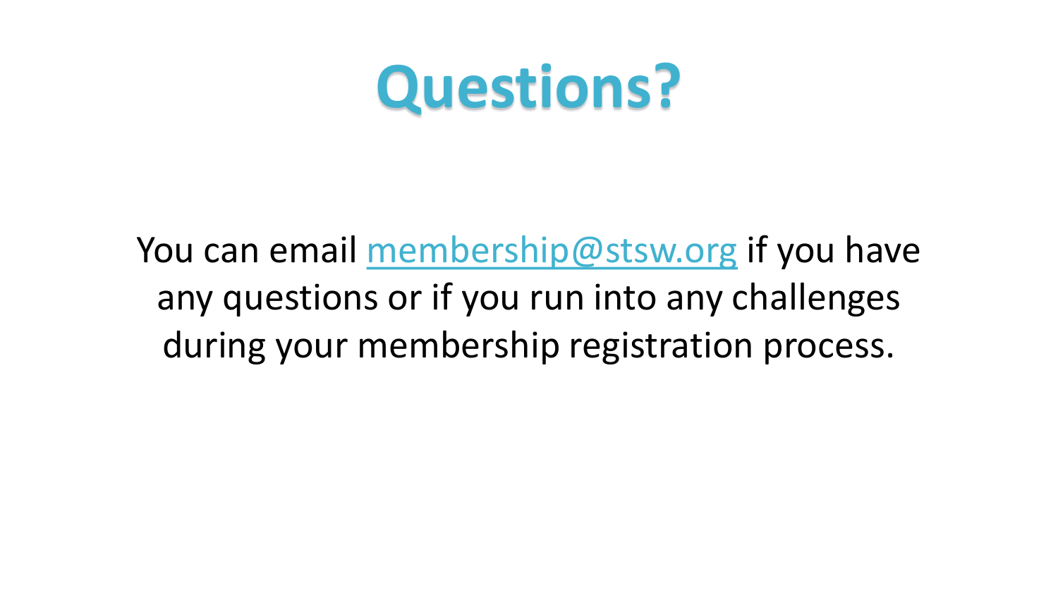# Questions?

You can email membership@stsw.org if you have any questions or if you run into any challenges during your membership registration process.